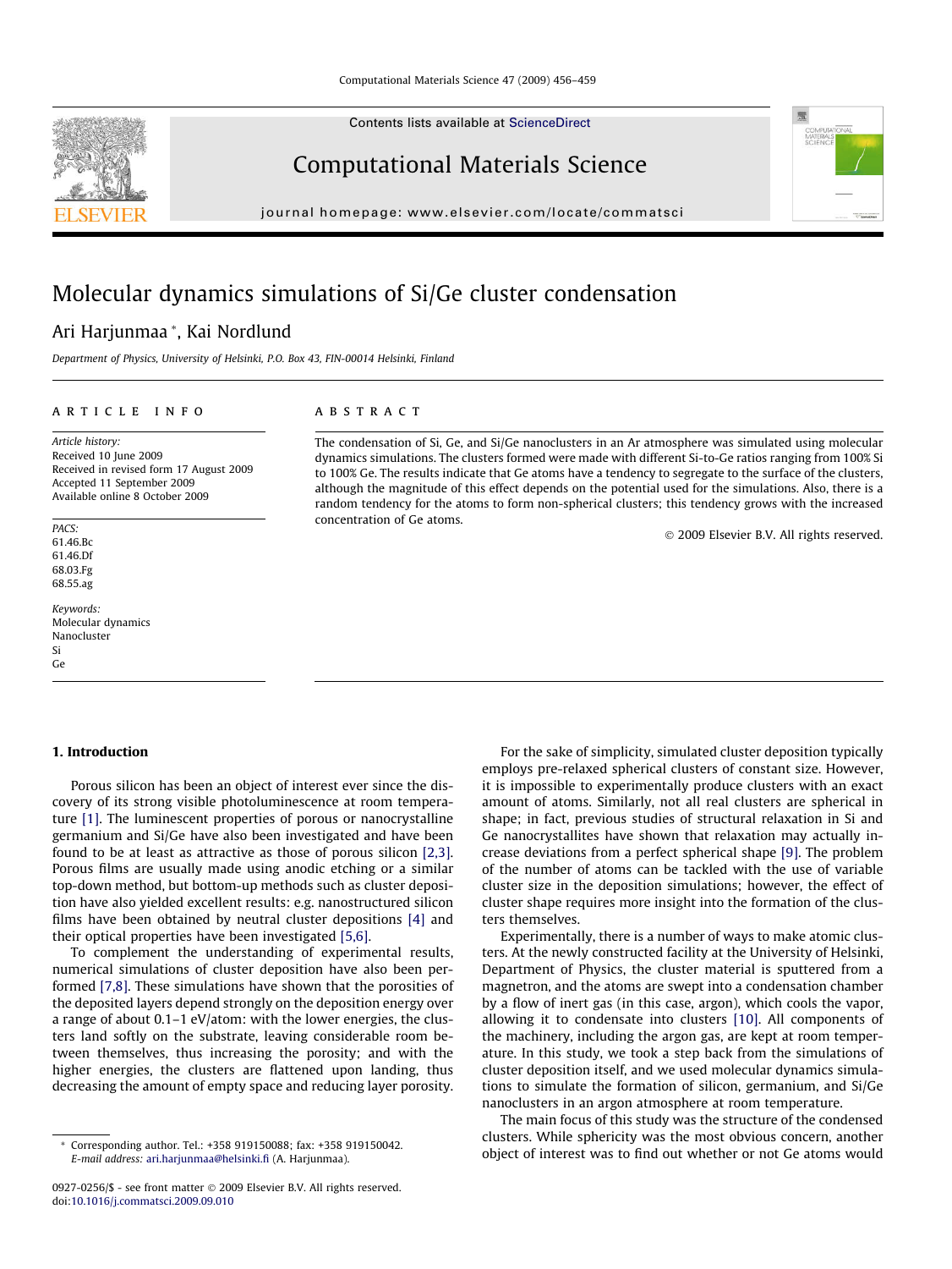# Molecular dynamics simulations of Si/Ge cluster condensation

Ari Harjunmaa *, Kai Nordlund

*Department of Physics, University of Helsinki, P.O. Box 43, FIN-00014 Helsinki, Finland*

**ARTICLE INFO**

*Article history:*
Received 10 June 2009
Received in revised form 17 August 2009
Accepted 11 September 2009
Available online 8 October 2009

*PACS:*
61.46.Bc
61.46.Df
68.03.Fg
68.55.ag

*Keywords:*
Molecular dynamics
Nanocluster
Si
Ge

**ABSTRACT**

The condensation of Si, Ge, and Si/Ge nanoclusters in an Ar atmosphere was simulated using molecular dynamics simulations. The clusters formed were made with different Si-to-Ge ratios ranging from 100% Si to 100% Ge. The results indicate that Ge atoms have a tendency to segregate to the surface of the clusters, although the magnitude of this effect depends on the potential used for the simulations. Also, there is a random tendency for the atoms to form non-spherical clusters; this tendency grows with the increased concentration of Ge atoms.

© 2009 Elsevier B.V. All rights reserved.

## 1. Introduction

Porous silicon has been an object of interest ever since the discovery of its strong visible photoluminescence at room temperature [1]. The luminescent properties of porous or nanocrystalline germanium and Si/Ge have also been investigated and have been found to be at least as attractive as those of porous silicon [2,3]. Porous films are usually made using anodic etching or a similar top-down method, but bottom-up methods such as cluster deposition have also yielded excellent results: e.g. nanostructured silicon films have been obtained by neutral cluster depositions [4] and their optical properties have been investigated [5,6].

To complement the understanding of experimental results, numerical simulations of cluster deposition have also been performed [7,8]. These simulations have shown that the porosities of the deposited layers depend strongly on the deposition energy over a range of about 0.1–1 eV/atom: with the lower energies, the clusters land softly on the substrate, leaving considerable room between themselves, thus increasing the porosity; and with the higher energies, the clusters are flattened upon landing, thus decreasing the amount of empty space and reducing layer porosity.

For the sake of simplicity, simulated cluster deposition typically employs pre-relaxed spherical clusters of constant size. However, it is impossible to experimentally produce clusters with an exact amount of atoms. Similarly, not all real clusters are spherical in shape; in fact, previous studies of structural relaxation in Si and Ge nanocrystallites have shown that relaxation may actually increase deviations from a perfect spherical shape [9]. The problem of the number of atoms can be tackled with the use of variable cluster size in the deposition simulations; however, the effect of cluster shape requires more insight into the formation of the clusters themselves.

Experimentally, there is a number of ways to make atomic clusters. At the newly constructed facility at the University of Helsinki, Department of Physics, the cluster material is sputtered from a magnetron, and the atoms are swept into a condensation chamber by a flow of inert gas (in this case, argon), which cools the vapor, allowing it to condensate into clusters [10]. All components of the machinery, including the argon gas, are kept at room temperature. In this study, we took a step back from the simulations of cluster deposition itself, and we used molecular dynamics simulations to simulate the formation of silicon, germanium, and Si/Ge nanoclusters in an argon atmosphere at room temperature.

The main focus of this study was the structure of the condensed clusters. While sphericity was the most obvious concern, another object of interest was to find out whether or not Ge atoms would

* Corresponding author. Tel.: +358 919150088; fax: +358 919150042.
*E-mail address:* ari.harjunmaa@helsinki.fi (A. Harjunmaa).

0927-0256/$ - see front matter © 2009 Elsevier B.V. All rights reserved.
doi:10.1016/j.commatsci.2009.09.010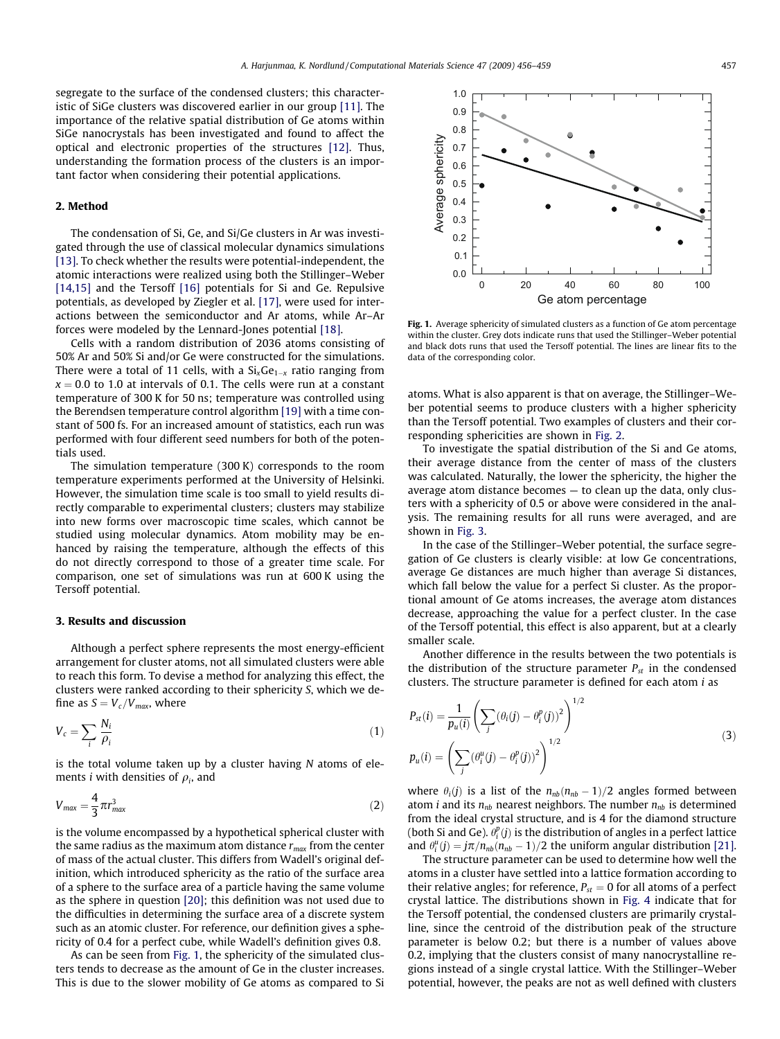segregate to the surface of the condensed clusters; this characteristic of SiGe clusters was discovered earlier in our group [11]. The importance of the relative spatial distribution of Ge atoms within SiGe nanocrystals has been investigated and found to affect the optical and electronic properties of the structures [12]. Thus, understanding the formation process of the clusters is an important factor when considering their potential applications.

## 2. Method

The condensation of Si, Ge, and Si/Ge clusters in Ar was investigated through the use of classical molecular dynamics simulations [13]. To check whether the results were potential-independent, the atomic interactions were realized using both the Stillinger–Weber [14,15] and the Tersoff [16] potentials for Si and Ge. Repulsive potentials, as developed by Ziegler et al. [17], were used for interactions between the semiconductor and Ar atoms, while Ar–Ar forces were modeled by the Lennard-Jones potential [18].

Cells with a random distribution of 2036 atoms consisting of 50% Ar and 50% Si and/or Ge were constructed for the simulations. There were a total of 11 cells, with a $Si_xGe_{1-x}$ ratio ranging from $x = 0.0$ to 1.0 at intervals of 0.1. The cells were run at a constant temperature of 300 K for 50 ns; temperature was controlled using the Berendsen temperature control algorithm [19] with a time constant of 500 fs. For an increased amount of statistics, each run was performed with four different seed numbers for both of the potentials used.

The simulation temperature (300 K) corresponds to the room temperature experiments performed at the University of Helsinki. However, the simulation time scale is too small to yield results directly comparable to experimental clusters; clusters may stabilize into new forms over macroscopic time scales, which cannot be studied using molecular dynamics. Atom mobility may be enhanced by raising the temperature, although the effects of this do not directly correspond to those of a greater time scale. For comparison, one set of simulations was run at 600 K using the Tersoff potential.

## 3. Results and discussion

Although a perfect sphere represents the most energy-efficient arrangement for cluster atoms, not all simulated clusters were able to reach this form. To devise a method for analyzing this effect, the clusters were ranked according to their sphericity $S$, which we define as $S = V_c/V_{max}$, where

$$V_c = \sum_i \frac{N_i}{\rho_i} \tag{1}$$

is the total volume taken up by a cluster having $N$ atoms of elements $i$ with densities of $\rho_i$, and

$$V_{max} = \frac{4}{3}\pi r_{max}^3 \tag{2}$$

is the volume encompassed by a hypothetical spherical cluster with the same radius as the maximum atom distance $r_{max}$ from the center of mass of the actual cluster. This differs from Wadell's original definition, which introduced sphericity as the ratio of the surface area of a sphere to the surface area of a particle having the same volume as the sphere in question [20]; this definition was not used due to the difficulties in determining the surface area of a discrete system such as an atomic cluster. For reference, our definition gives a sphericity of 0.4 for a perfect cube, while Wadell's definition gives 0.8.

As can be seen from Fig. 1, the sphericity of the simulated clusters tends to decrease as the amount of Ge in the cluster increases. This is due to the slower mobility of Ge atoms as compared to Si atoms. What is also apparent is that on average, the Stillinger–Weber potential seems to produce clusters with a higher sphericity than the Tersoff potential. Two examples of clusters and their corresponding sphericities are shown in Fig. 2.

**Fig. 1.** Average sphericity of simulated clusters as a function of Ge atom percentage within the cluster. Grey dots indicate runs that used the Stillinger–Weber potential and black dots runs that used the Tersoff potential. The lines are linear fits to the data of the corresponding color.

To investigate the spatial distribution of the Si and Ge atoms, their average distance from the center of mass of the clusters was calculated. Naturally, the lower the sphericity, the higher the average atom distance becomes — to clean up the data, only clusters with a sphericity of 0.5 or above were considered in the analysis. The remaining results for all runs were averaged, and are shown in Fig. 3.

In the case of the Stillinger–Weber potential, the surface segregation of Ge clusters is clearly visible: at low Ge concentrations, average Ge distances are much higher than average Si distances, which fall below the value for a perfect Si cluster. As the proportional amount of Ge atoms increases, the average atom distances decrease, approaching the value for a perfect cluster. In the case of the Tersoff potential, this effect is also apparent, but at a clearly smaller scale.

Another difference in the results between the two potentials is the distribution of the structure parameter $P_{st}$ in the condensed clusters. The structure parameter is defined for each atom $i$ as

$$P_{st}(i) = \frac{1}{p_u(i)}\left(\sum_j (\theta_i(j) - \theta_i^p(j))^2\right)^{1/2}$$
$$p_u(i) = \left(\sum_j (\theta_i^u(j) - \theta_i^p(j))^2\right)^{1/2} \tag{3}$$

where $\theta_i(j)$ is a list of the $n_{nb}(n_{nb}-1)/2$ angles formed between atom $i$ and its $n_{nb}$ nearest neighbors. The number $n_{nb}$ is determined from the ideal crystal structure, and is 4 for the diamond structure (both Si and Ge). $\theta_i^p(j)$ is the distribution of angles in a perfect lattice and $\theta_i^u(j) = j\pi/n_{nb}(n_{nb}-1)/2$ the uniform angular distribution [21].

The structure parameter can be used to determine how well the atoms in a cluster have settled into a lattice formation according to their relative angles; for reference, $P_{st} = 0$ for all atoms of a perfect crystal lattice. The distributions shown in Fig. 4 indicate that for the Tersoff potential, the condensed clusters are primarily crystalline, since the centroid of the distribution peak of the structure parameter is below 0.2; but there is a number of values above 0.2, implying that the clusters consist of many nanocrystalline regions instead of a single crystal lattice. With the Stillinger–Weber potential, however, the peaks are not as well defined with clusters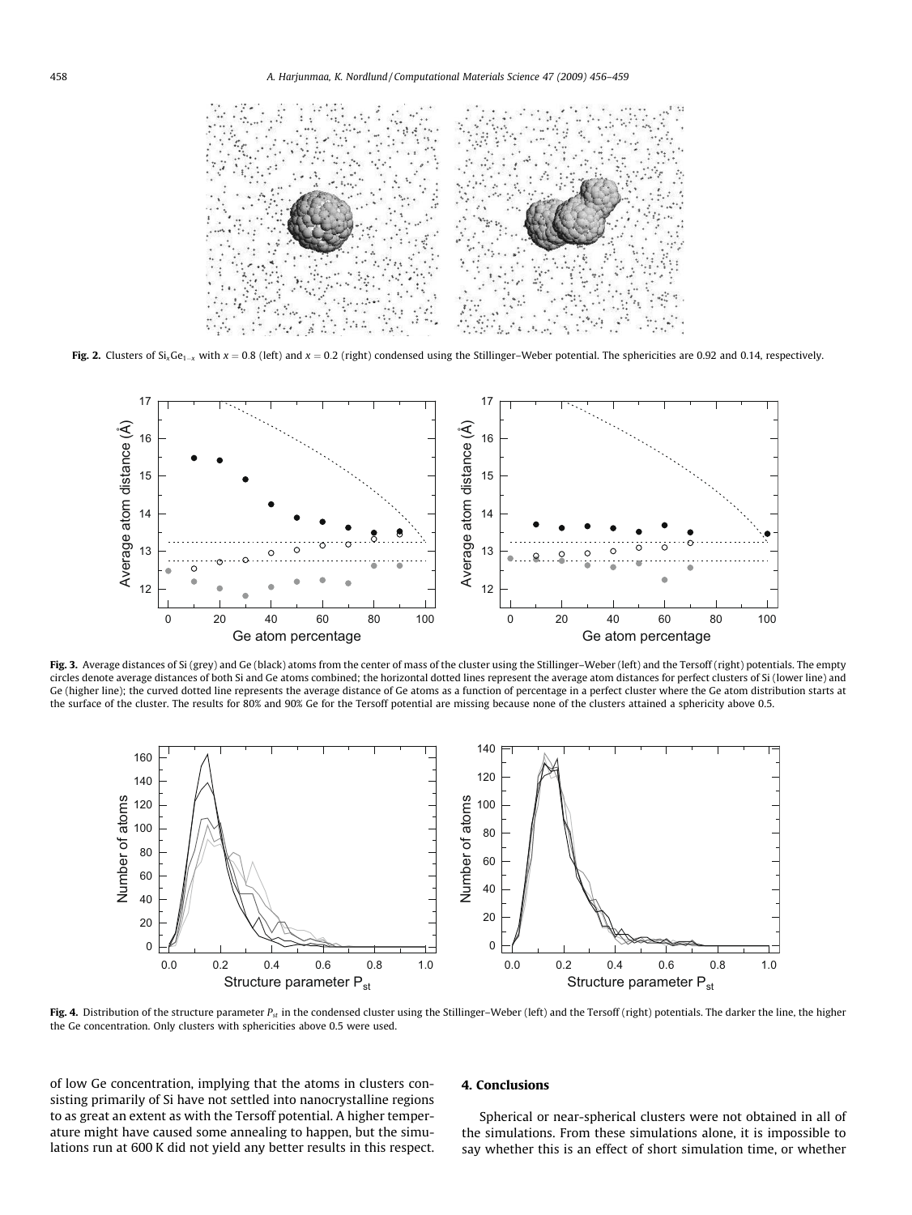Fig. 2. Clusters of $Si_xGe_{1-x}$ with $x = 0.8$ (left) and $x = 0.2$ (right) condensed using the Stillinger–Weber potential. The sphericities are 0.92 and 0.14, respectively.

Fig. 3. Average distances of Si (grey) and Ge (black) atoms from the center of mass of the cluster using the Stillinger–Weber (left) and the Tersoff (right) potentials. The empty circles denote average distances of both Si and Ge atoms combined; the horizontal dotted lines represent the average atom distances for perfect clusters of Si (lower line) and Ge (higher line); the curved dotted line represents the average distance of Ge atoms as a function of percentage in a perfect cluster where the Ge atom distribution starts at the surface of the cluster. The results for 80% and 90% Ge for the Tersoff potential are missing because none of the clusters attained a sphericity above 0.5.

Fig. 4. Distribution of the structure parameter $P_{st}$ in the condensed cluster using the Stillinger–Weber (left) and the Tersoff (right) potentials. The darker the line, the higher the Ge concentration. Only clusters with sphericities above 0.5 were used.

of low Ge concentration, implying that the atoms in clusters consisting primarily of Si have not settled into nanocrystalline regions to as great an extent as with the Tersoff potential. A higher temperature might have caused some annealing to happen, but the simulations run at 600 K did not yield any better results in this respect.

## 4. Conclusions

Spherical or near-spherical clusters were not obtained in all of the simulations. From these simulations alone, it is impossible to say whether this is an effect of short simulation time, or whether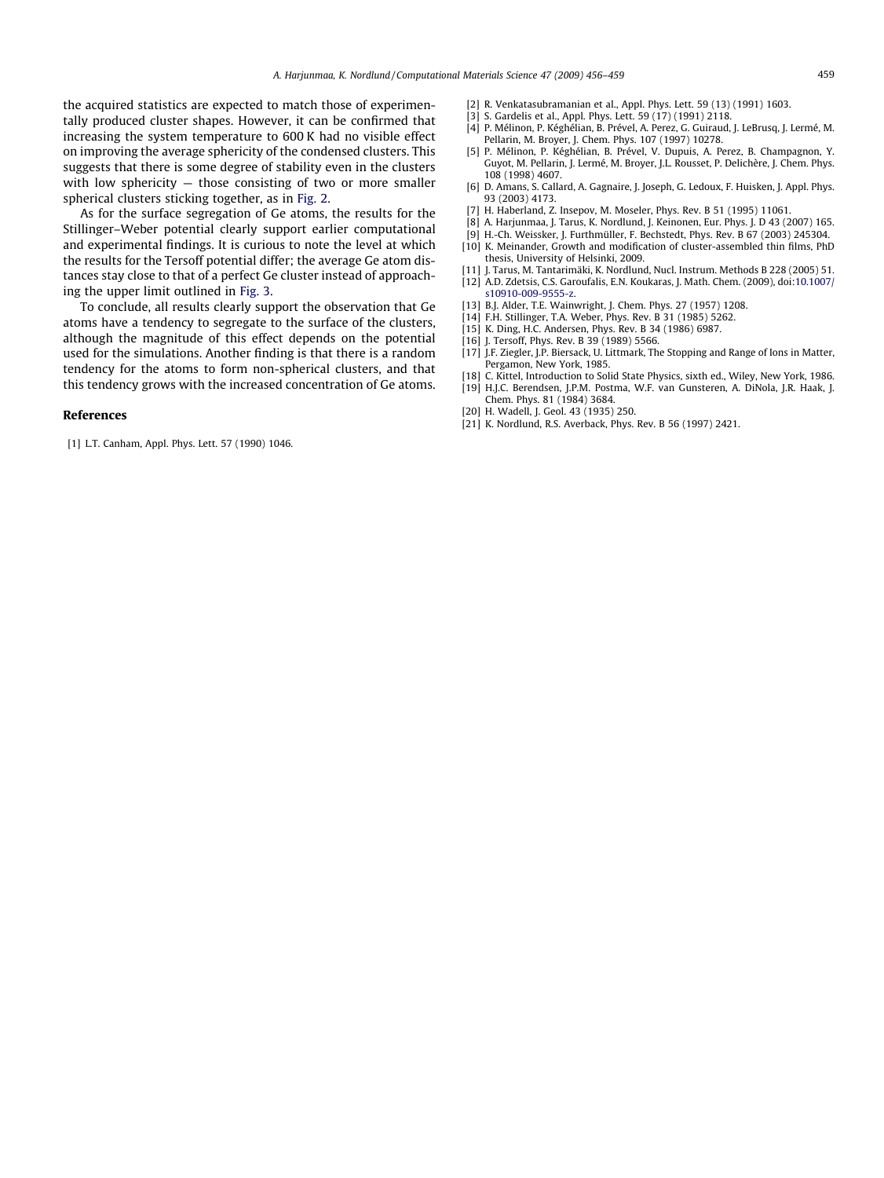the acquired statistics are expected to match those of experimentally produced cluster shapes. However, it can be confirmed that increasing the system temperature to 600 K had no visible effect on improving the average sphericity of the condensed clusters. This suggests that there is some degree of stability even in the clusters with low sphericity — those consisting of two or more smaller spherical clusters sticking together, as in Fig. 2.

As for the surface segregation of Ge atoms, the results for the Stillinger–Weber potential clearly support earlier computational and experimental findings. It is curious to note the level at which the results for the Tersoff potential differ; the average Ge atom distances stay close to that of a perfect Ge cluster instead of approaching the upper limit outlined in Fig. 3.

To conclude, all results clearly support the observation that Ge atoms have a tendency to segregate to the surface of the clusters, although the magnitude of this effect depends on the potential used for the simulations. Another finding is that there is a random tendency for the atoms to form non-spherical clusters, and that this tendency grows with the increased concentration of Ge atoms.

## References

[1] L.T. Canham, Appl. Phys. Lett. 57 (1990) 1046.

[2] R. Venkatasubramanian et al., Appl. Phys. Lett. 59 (13) (1991) 1603.

[3] S. Gardelis et al., Appl. Phys. Lett. 59 (17) (1991) 2118.

[4] P. Mélinon, P. Kéghélian, B. Prével, A. Perez, G. Guiraud, J. LeBrusq, J. Lermé, M. Pellarin, M. Broyer, J. Chem. Phys. 107 (1997) 10278.

[5] P. Mélinon, P. Kéghélian, B. Prével, V. Dupuis, A. Perez, B. Champagnon, Y. Guyot, M. Pellarin, J. Lermé, M. Broyer, J.L. Rousset, P. Delichère, J. Chem. Phys. 108 (1998) 4607.

[6] D. Amans, S. Callard, A. Gagnaire, J. Joseph, G. Ledoux, F. Huisken, J. Appl. Phys. 93 (2003) 4173.

[7] H. Haberland, Z. Insepov, M. Moseler, Phys. Rev. B 51 (1995) 11061.

[8] A. Harjunmaa, J. Tarus, K. Nordlund, J. Keinonen, Eur. Phys. J. D 43 (2007) 165.

[9] H.-Ch. Weissker, J. Furthmüller, F. Bechstedt, Phys. Rev. B 67 (2003) 245304.

[10] K. Meinander, Growth and modification of cluster-assembled thin films, PhD thesis, University of Helsinki, 2009.

[11] J. Tarus, M. Tantarimäki, K. Nordlund, Nucl. Instrum. Methods B 228 (2005) 51.

[12] A.D. Zdetsis, C.S. Garoufalis, E.N. Koukaras, J. Math. Chem. (2009), doi:10.1007/s10910-009-9555-z.

[13] B.J. Alder, T.E. Wainwright, J. Chem. Phys. 27 (1957) 1208.

[14] F.H. Stillinger, T.A. Weber, Phys. Rev. B 31 (1985) 5262.

[15] K. Ding, H.C. Andersen, Phys. Rev. B 34 (1986) 6987.

[16] J. Tersoff, Phys. Rev. B 39 (1989) 5566.

[17] J.F. Ziegler, J.P. Biersack, U. Littmark, The Stopping and Range of Ions in Matter, Pergamon, New York, 1985.

[18] C. Kittel, Introduction to Solid State Physics, sixth ed., Wiley, New York, 1986.

[19] H.J.C. Berendsen, J.P.M. Postma, W.F. van Gunsteren, A. DiNola, J.R. Haak, J. Chem. Phys. 81 (1984) 3684.

[20] H. Wadell, J. Geol. 43 (1935) 250.

[21] K. Nordlund, R.S. Averback, Phys. Rev. B 56 (1997) 2421.